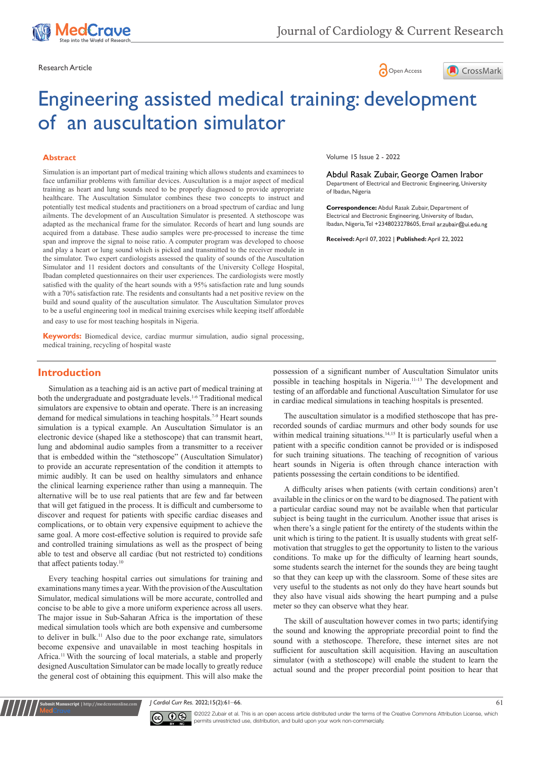Research Article

Open Access

# Engineering assisted medical training: development of an auscultation simulator

## Abstract

Simulation is an important part of medical training which allows students and examinees to face unfamiliar problems with familiar devices. Auscultation is a major aspect of medical training as heart and lung sounds need to be properly diagnosed to provide appropriate healthcare. The Auscultation Simulator combines these two concepts to instruct and potentially test medical students and practitioners on a broad spectrum of cardiac and lung ailments. The development of an Auscultation Simulator is presented. A stethoscope was adapted as the mechanical frame for the simulator. Records of heart and lung sounds are acquired from a database. These audio samples were pre-processed to increase the time span and improve the signal to noise ratio. A computer program was developed to choose and play a heart or lung sound which is picked and transmitted to the receiver module in the simulator. Two expert cardiologists assessed the quality of sounds of the Auscultation Simulator and 11 resident doctors and consultants of the University College Hospital, Ibadan completed questionnaires on their user experiences. The cardiologists were mostly satisfied with the quality of the heart sounds with a 95% satisfaction rate and lung sounds with a 70% satisfaction rate. The residents and consultants had a net positive review on the build and sound quality of the auscultation simulator. The Auscultation Simulator proves to be a useful engineering tool in medical training exercises while keeping itself affordable and easy to use for most teaching hospitals in Nigeria.

**Keywords:** Biomedical device, cardiac murmur simulation, audio signal processing, medical training, recycling of hospital waste

Volume 15 Issue 2 - 2022

**Abdul Rasak Zubair, George Oamen Irabor**

Department of Electrical and Electronic Engineering, University of Ibadan, Nigeria

**Correspondence:** Abdul Rasak Zubair, Department of Electrical and Electronic Engineering, University of Ibadan, Ibadan, Nigeria, Tel +2348023278605, Email ar.zubair@ui.edu.ng

**Received:** April 07, 2022 | **Published:** April 22, 2022

## Introduction

Simulation as a teaching aid is an active part of medical training at both the undergraduate and postgraduate levels.[1-6] Traditional medical simulators are expensive to obtain and operate. There is an increasing demand for medical simulations in teaching hospitals.[7-9] Heart sounds simulation is a typical example. An Auscultation Simulator is an electronic device (shaped like a stethoscope) that can transmit heart, lung and abdominal audio samples from a transmitter to a receiver that is embedded within the "stethoscope" (Auscultation Simulator) to provide an accurate representation of the condition it attempts to mimic audibly. It can be used on healthy simulators and enhance the clinical learning experience rather than using a mannequin. The alternative will be to use real patients that are few and far between that will get fatigued in the process. It is difficult and cumbersome to discover and request for patients with specific cardiac diseases and complications, or to obtain very expensive equipment to achieve the same goal. A more cost-effective solution is required to provide safe and controlled training simulations as well as the prospect of being able to test and observe all cardiac (but not restricted to) conditions that affect patients today.[10]

Every teaching hospital carries out simulations for training and examinations many times a year. With the provision of the Auscultation Simulator, medical simulations will be more accurate, controlled and concise to be able to give a more uniform experience across all users. The major issue in Sub-Saharan Africa is the importation of these medical simulation tools which are both expensive and cumbersome to deliver in bulk.[11] Also due to the poor exchange rate, simulators become expensive and unavailable in most teaching hospitals in Africa.[11] With the sourcing of local materials, a stable and properly designed Auscultation Simulator can be made locally to greatly reduce the general cost of obtaining this equipment. This will also make the possession of a significant number of Auscultation Simulator units possible in teaching hospitals in Nigeria.[11-13] The development and testing of an affordable and functional Auscultation Simulator for use in cardiac medical simulations in teaching hospitals is presented.

The auscultation simulator is a modified stethoscope that has pre-recorded sounds of cardiac murmurs and other body sounds for use within medical training situations.[14,15] It is particularly useful when a patient with a specific condition cannot be provided or is indisposed for such training situations. The teaching of recognition of various heart sounds in Nigeria is often through chance interaction with patients possessing the certain conditions to be identified.

A difficulty arises when patients (with certain conditions) aren't available in the clinics or on the ward to be diagnosed. The patient with a particular cardiac sound may not be available when that particular subject is being taught in the curriculum. Another issue that arises is when there's a single patient for the entirety of the students within the unit which is tiring to the patient. It is usually students with great self-motivation that struggles to get the opportunity to listen to the various conditions. To make up for the difficulty of learning heart sounds, some students search the internet for the sounds they are being taught so that they can keep up with the classroom. Some of these sites are very useful to the students as not only do they have heart sounds but they also have visual aids showing the heart pumping and a pulse meter so they can observe what they hear.

The skill of auscultation however comes in two parts; identifying the sound and knowing the appropriate precordial point to find the sound with a stethoscope. Therefore, these internet sites are not sufficient for auscultation skill acquisition. Having an auscultation simulator (with a stethoscope) will enable the student to learn the actual sound and the proper precordial point position to hear that

©2022 Zubair et al. This is an open access article distributed under the terms of the Creative Commons Attribution License, which permits unrestricted use, distribution, and build upon your work non-commercially.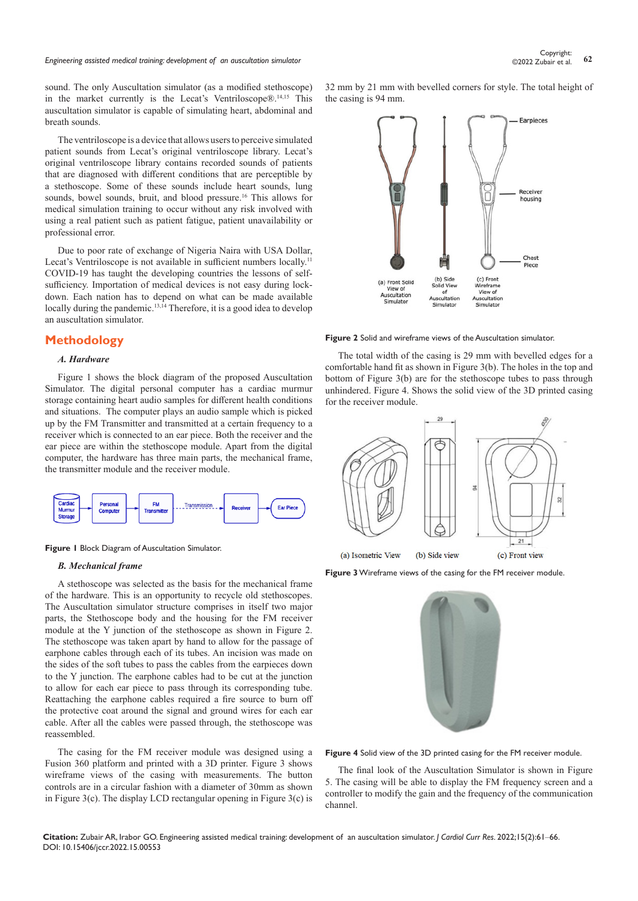sound. The only Auscultation simulator (as a modified stethoscope) in the market currently is the Lecat's Ventriloscope®.[14,15] This auscultation simulator is capable of simulating heart, abdominal and breath sounds.

The ventriloscope is a device that allows users to perceive simulated patient sounds from Lecat's original ventriloscope library. Lecat's original ventriloscope library contains recorded sounds of patients that are diagnosed with different conditions that are perceptible by a stethoscope. Some of these sounds include heart sounds, lung sounds, bowel sounds, bruit, and blood pressure.[16] This allows for medical simulation training to occur without any risk involved with using a real patient such as patient fatigue, patient unavailability or professional error.

Due to poor rate of exchange of Nigeria Naira with USA Dollar, Lecat's Ventriloscope is not available in sufficient numbers locally.[11] COVID-19 has taught the developing countries the lessons of self-sufficiency. Importation of medical devices is not easy during lock-down. Each nation has to depend on what can be made available locally during the pandemic.[13,14] Therefore, it is a good idea to develop an auscultation simulator.

## Methodology

### A. Hardware

Figure 1 shows the block diagram of the proposed Auscultation Simulator. The digital personal computer has a cardiac murmur storage containing heart audio samples for different health conditions and situations. The computer plays an audio sample which is picked up by the FM Transmitter and transmitted at a certain frequency to a receiver which is connected to an ear piece. Both the receiver and the ear piece are within the stethoscope module. Apart from the digital computer, the hardware has three main parts, the mechanical frame, the transmitter module and the receiver module.

**Figure 1** Block Diagram of Auscultation Simulator.

### B. Mechanical frame

A stethoscope was selected as the basis for the mechanical frame of the hardware. This is an opportunity to recycle old stethoscopes. The Auscultation simulator structure comprises in itself two major parts, the Stethoscope body and the housing for the FM receiver module at the Y junction of the stethoscope as shown in Figure 2. The stethoscope was taken apart by hand to allow for the passage of earphone cables through each of its tubes. An incision was made on the sides of the soft tubes to pass the cables from the earpieces down to the Y junction. The earphone cables had to be cut at the junction to allow for each ear piece to pass through its corresponding tube. Reattaching the earphone cables required a fire source to burn off the protective coat around the signal and ground wires for each ear cable. After all the cables were passed through, the stethoscope was reassembled.

The casing for the FM receiver module was designed using a Fusion 360 platform and printed with a 3D printer. Figure 3 shows wireframe views of the casing with measurements. The button controls are in a circular fashion with a diameter of 30mm as shown in Figure 3(c). The display LCD rectangular opening in Figure 3(c) is 32 mm by 21 mm with bevelled corners for style. The total height of the casing is 94 mm.

**Figure 2** Solid and wireframe views of the Auscultation simulator.

The total width of the casing is 29 mm with bevelled edges for a comfortable hand fit as shown in Figure 3(b). The holes in the top and bottom of Figure 3(b) are for the stethoscope tubes to pass through unhindered. Figure 4. Shows the solid view of the 3D printed casing for the receiver module.

**Figure 3** Wireframe views of the casing for the FM receiver module.

**Figure 4** Solid view of the 3D printed casing for the FM receiver module.

The final look of the Auscultation Simulator is shown in Figure 5. The casing will be able to display the FM frequency screen and a controller to modify the gain and the frequency of the communication channel.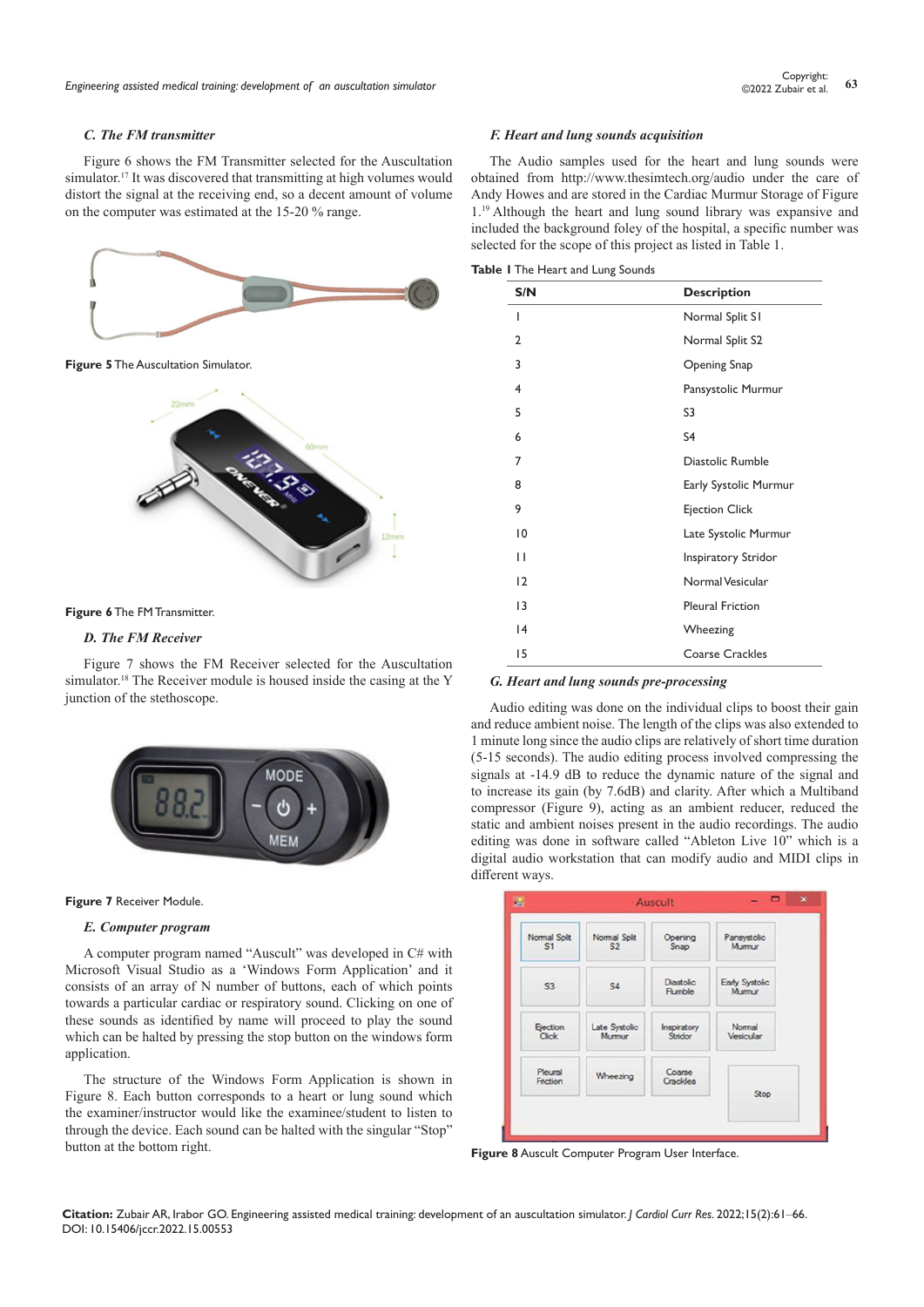### C. The FM transmitter

Figure 6 shows the FM Transmitter selected for the Auscultation simulator.[17] It was discovered that transmitting at high volumes would distort the signal at the receiving end, so a decent amount of volume on the computer was estimated at the 15-20 % range.

**Figure 5** The Auscultation Simulator.

**Figure 6** The FM Transmitter.

### D. The FM Receiver

Figure 7 shows the FM Receiver selected for the Auscultation simulator.[18] The Receiver module is housed inside the casing at the Y junction of the stethoscope.

**Figure 7** Receiver Module.

### E. Computer program

A computer program named "Auscult" was developed in C# with Microsoft Visual Studio as a 'Windows Form Application' and it consists of an array of N number of buttons, each of which points towards a particular cardiac or respiratory sound. Clicking on one of these sounds as identified by name will proceed to play the sound which can be halted by pressing the stop button on the windows form application.

The structure of the Windows Form Application is shown in Figure 8. Each button corresponds to a heart or lung sound which the examiner/instructor would like the examinee/student to listen to through the device. Each sound can be halted with the singular "Stop" button at the bottom right.

### F. Heart and lung sounds acquisition

The Audio samples used for the heart and lung sounds were obtained from http://www.thesimtech.org/audio under the care of Andy Howes and are stored in the Cardiac Murmur Storage of Figure 1.[19] Although the heart and lung sound library was expansive and included the background foley of the hospital, a specific number was selected for the scope of this project as listed in Table 1.

**Table 1** The Heart and Lung Sounds

| S/N | Description |
|---|---|
| 1 | Normal Split S1 |
| 2 | Normal Split S2 |
| 3 | Opening Snap |
| 4 | Pansystolic Murmur |
| 5 | S3 |
| 6 | S4 |
| 7 | Diastolic Rumble |
| 8 | Early Systolic Murmur |
| 9 | Ejection Click |
| 10 | Late Systolic Murmur |
| 11 | Inspiratory Stridor |
| 12 | Normal Vesicular |
| 13 | Pleural Friction |
| 14 | Wheezing |
| 15 | Coarse Crackles |

### G. Heart and lung sounds pre-processing

Audio editing was done on the individual clips to boost their gain and reduce ambient noise. The length of the clips was also extended to 1 minute long since the audio clips are relatively of short time duration (5-15 seconds). The audio editing process involved compressing the signals at -14.9 dB to reduce the dynamic nature of the signal and to increase its gain (by 7.6dB) and clarity. After which a Multiband compressor (Figure 9), acting as an ambient reducer, reduced the static and ambient noises present in the audio recordings. The audio editing was done in software called "Ableton Live 10" which is a digital audio workstation that can modify audio and MIDI clips in different ways.

**Figure 8** Auscult Computer Program User Interface.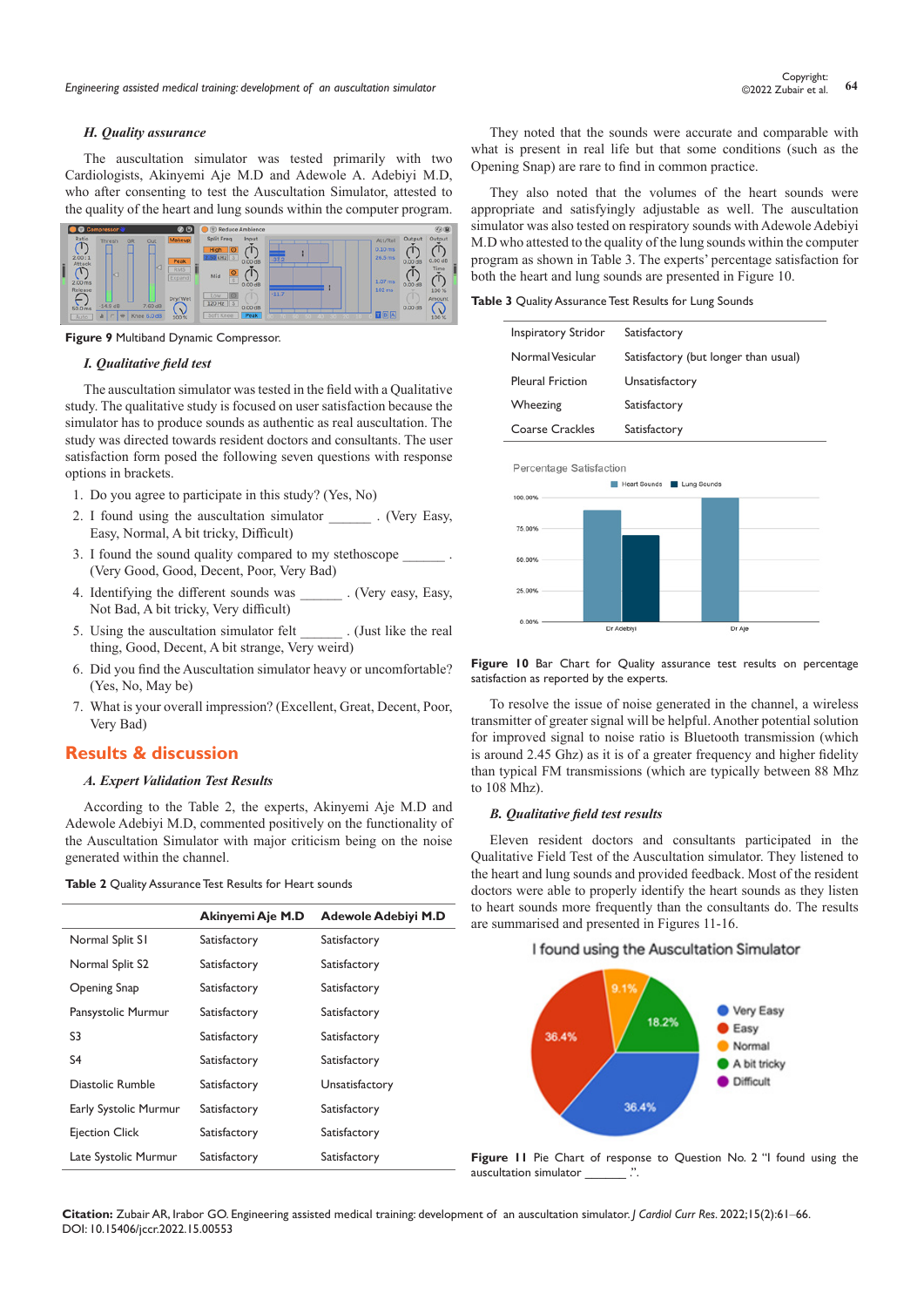### H. Quality assurance

The auscultation simulator was tested primarily with two Cardiologists, Akinyemi Aje M.D and Adewole A. Adebiyi M.D, who after consenting to test the Auscultation Simulator, attested to the quality of the heart and lung sounds within the computer program.

**Figure 9** Multiband Dynamic Compressor.

### I. Qualitative field test

The auscultation simulator was tested in the field with a Qualitative study. The qualitative study is focused on user satisfaction because the simulator has to produce sounds as authentic as real auscultation. The study was directed towards resident doctors and consultants. The user satisfaction form posed the following seven questions with response options in brackets.

1. Do you agree to participate in this study? (Yes, No)
2. I found using the auscultation simulator ______ . (Very Easy, Easy, Normal, A bit tricky, Difficult)
3. I found the sound quality compared to my stethoscope ______ . (Very Good, Good, Decent, Poor, Very Bad)
4. Identifying the different sounds was ______ . (Very easy, Easy, Not Bad, A bit tricky, Very difficult)
5. Using the auscultation simulator felt ______ . (Just like the real thing, Good, Decent, A bit strange, Very weird)
6. Did you find the Auscultation simulator heavy or uncomfortable? (Yes, No, May be)
7. What is your overall impression? (Excellent, Great, Decent, Poor, Very Bad)

## Results & discussion

### A. Expert Validation Test Results

According to the Table 2, the experts, Akinyemi Aje M.D and Adewole Adebiyi M.D, commented positively on the functionality of the Auscultation Simulator with major criticism being on the noise generated within the channel.

**Table 2** Quality Assurance Test Results for Heart sounds

| | Akinyemi Aje M.D | Adewole Adebiyi M.D |
|---|---|---|
| Normal Split S1 | Satisfactory | Satisfactory |
| Normal Split S2 | Satisfactory | Satisfactory |
| Opening Snap | Satisfactory | Satisfactory |
| Pansystolic Murmur | Satisfactory | Satisfactory |
| S3 | Satisfactory | Satisfactory |
| S4 | Satisfactory | Satisfactory |
| Diastolic Rumble | Satisfactory | Unsatisfactory |
| Early Systolic Murmur | Satisfactory | Satisfactory |
| Ejection Click | Satisfactory | Satisfactory |
| Late Systolic Murmur | Satisfactory | Satisfactory |

They noted that the sounds were accurate and comparable with what is present in real life but that some conditions (such as the Opening Snap) are rare to find in common practice.

They also noted that the volumes of the heart sounds were appropriate and satisfyingly adjustable as well. The auscultation simulator was also tested on respiratory sounds with Adewole Adebiyi M.D who attested to the quality of the lung sounds within the computer program as shown in Table 3. The experts' percentage satisfaction for both the heart and lung sounds are presented in Figure 10.

**Table 3** Quality Assurance Test Results for Lung Sounds

| | |
|---|---|
| Inspiratory Stridor | Satisfactory |
| Normal Vesicular | Satisfactory (but longer than usual) |
| Pleural Friction | Unsatisfactory |
| Wheezing | Satisfactory |
| Coarse Crackles | Satisfactory |

**Figure 10** Bar Chart for Quality assurance test results on percentage satisfaction as reported by the experts.

To resolve the issue of noise generated in the channel, a wireless transmitter of greater signal will be helpful. Another potential solution for improved signal to noise ratio is Bluetooth transmission (which is around 2.45 Ghz) as it is of a greater frequency and higher fidelity than typical FM transmissions (which are typically between 88 Mhz to 108 Mhz).

### B. Qualitative field test results

Eleven resident doctors and consultants participated in the Qualitative Field Test of the Auscultation simulator. They listened to the heart and lung sounds and provided feedback. Most of the resident doctors were able to properly identify the heart sounds as they listen to heart sounds more frequently than the consultants do. The results are summarised and presented in Figures 11-16.

**Figure 11** Pie Chart of response to Question No. 2 "I found using the auscultation simulator ______ ".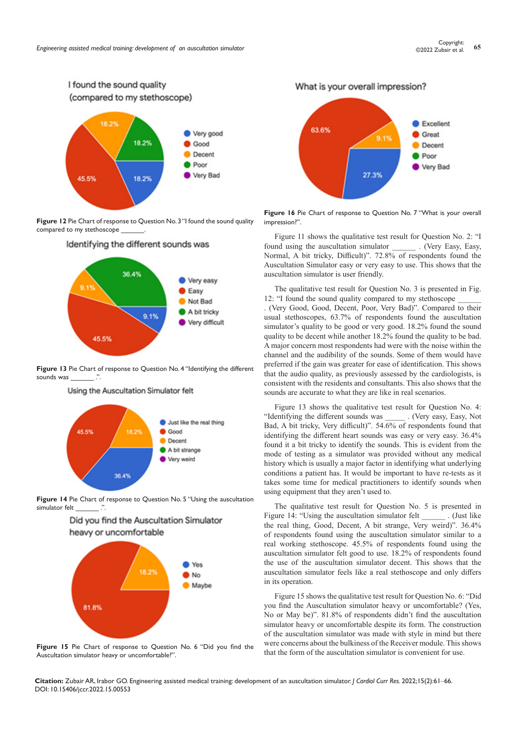I found the sound quality
(compared to my stethoscope)

**Figure 12** Pie Chart of response to Question No. 3 "I found the sound quality compared to my stethoscope ______.

Identifying the different sounds was

**Figure 13** Pie Chart of response to Question No. 4 "Identifying the different sounds was ______ .".

Using the Auscultation Simulator felt

**Figure 14** Pie Chart of response to Question No. 5 "Using the auscultation simulator felt ______ .".

Did you find the Auscultation Simulator
heavy or uncomfortable

**Figure 15** Pie Chart of response to Question No. 6 "Did you find the Auscultation simulator heavy or uncomfortable?".

What is your overall impression?

**Figure 16** Pie Chart of response to Question No. 7 "What is your overall impression?".

Figure 11 shows the qualitative test result for Question No. 2: "I found using the auscultation simulator ______ . (Very Easy, Easy, Normal, A bit tricky, Difficult)". 72.8% of respondents found the Auscultation Simulator easy or very easy to use. This shows that the auscultation simulator is user friendly.

The qualitative test result for Question No. 3 is presented in Fig. 12: "I found the sound quality compared to my stethoscope ______ . (Very Good, Good, Decent, Poor, Very Bad)". Compared to their usual stethoscopes, 63.7% of respondents found the auscultation simulator's quality to be good or very good. 18.2% found the sound quality to be decent while another 18.2% found the quality to be bad. A major concern most respondents had were with the noise within the channel and the audibility of the sounds. Some of them would have preferred if the gain was greater for ease of identification. This shows that the audio quality, as previously assessed by the cardiologists, is consistent with the residents and consultants. This also shows that the sounds are accurate to what they are like in real scenarios.

Figure 13 shows the qualitative test result for Question No. 4: "Identifying the different sounds was _____ . (Very easy, Easy, Not Bad, A bit tricky, Very difficult)". 54.6% of respondents found that identifying the different heart sounds was easy or very easy. 36.4% found it a bit tricky to identify the sounds. This is evident from the mode of testing as a simulator was provided without any medical history which is usually a major factor in identifying what underlying conditions a patient has. It would be important to have re-tests as it takes some time for medical practitioners to identify sounds when using equipment that they aren't used to.

The qualitative test result for Question No. 5 is presented in Figure 14: "Using the auscultation simulator felt ______ . (Just like the real thing, Good, Decent, A bit strange, Very weird)". 36.4% of respondents found using the auscultation simulator similar to a real working stethoscope. 45.5% of respondents found using the auscultation simulator felt good to use. 18.2% of respondents found the use of the auscultation simulator decent. This shows that the auscultation simulator feels like a real stethoscope and only differs in its operation.

Figure 15 shows the qualitative test result for Question No. 6: "Did you find the Auscultation simulator heavy or uncomfortable? (Yes, No or May be)". 81.8% of respondents didn't find the auscultation simulator heavy or uncomfortable despite its form. The construction of the auscultation simulator was made with style in mind but there were concerns about the bulkiness of the Receiver module. This shows that the form of the auscultation simulator is convenient for use.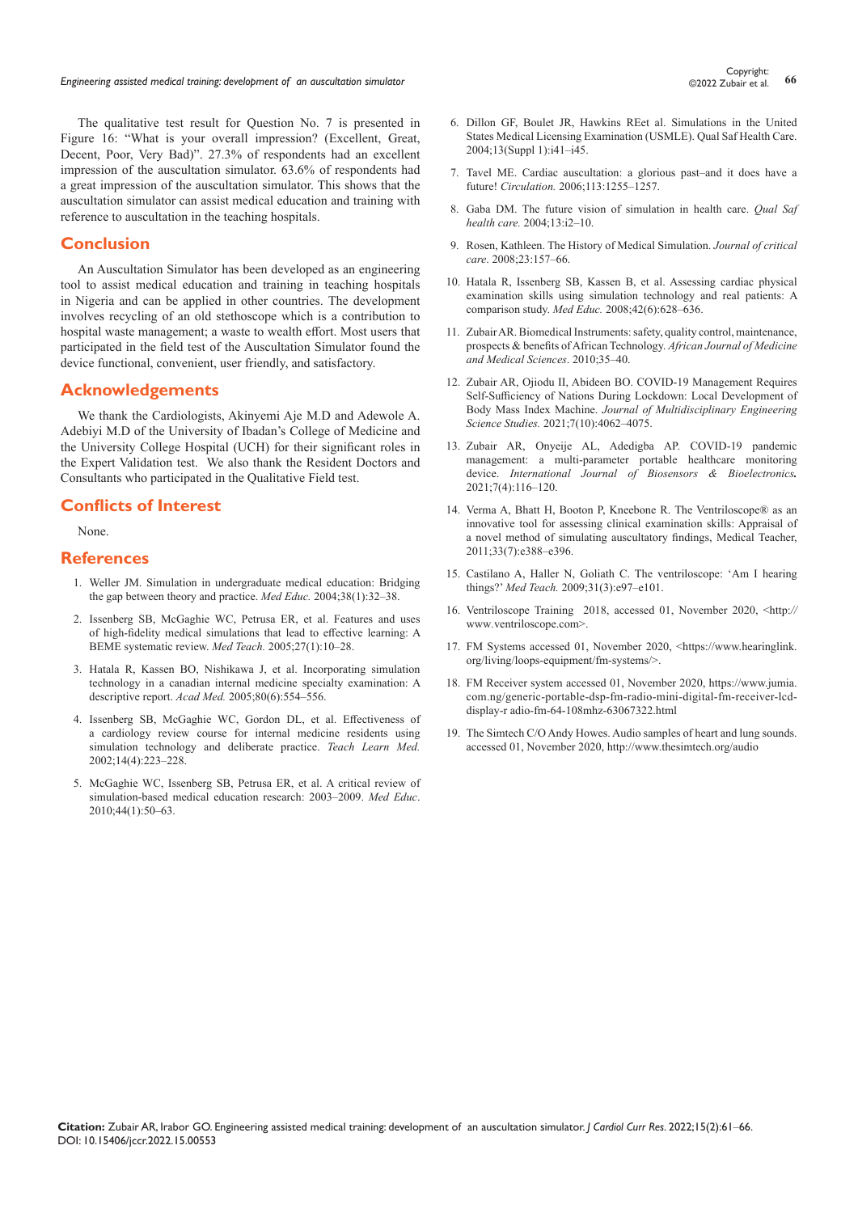The qualitative test result for Question No. 7 is presented in Figure 16: "What is your overall impression? (Excellent, Great, Decent, Poor, Very Bad)". 27.3% of respondents had an excellent impression of the auscultation simulator. 63.6% of respondents had a great impression of the auscultation simulator. This shows that the auscultation simulator can assist medical education and training with reference to auscultation in the teaching hospitals.

## Conclusion

An Auscultation Simulator has been developed as an engineering tool to assist medical education and training in teaching hospitals in Nigeria and can be applied in other countries. The development involves recycling of an old stethoscope which is a contribution to hospital waste management; a waste to wealth effort. Most users that participated in the field test of the Auscultation Simulator found the device functional, convenient, user friendly, and satisfactory.

## Acknowledgements

We thank the Cardiologists, Akinyemi Aje M.D and Adewole A. Adebiyi M.D of the University of Ibadan's College of Medicine and the University College Hospital (UCH) for their significant roles in the Expert Validation test. We also thank the Resident Doctors and Consultants who participated in the Qualitative Field test.

## Conflicts of Interest

None.

## References

1. Weller JM. Simulation in undergraduate medical education: Bridging the gap between theory and practice. *Med Educ.* 2004;38(1):32–38.
2. Issenberg SB, McGaghie WC, Petrusa ER, et al. Features and uses of high-fidelity medical simulations that lead to effective learning: A BEME systematic review. *Med Teach.* 2005;27(1):10–28.
3. Hatala R, Kassen BO, Nishikawa J, et al. Incorporating simulation technology in a canadian internal medicine specialty examination: A descriptive report. *Acad Med.* 2005;80(6):554–556.
4. Issenberg SB, McGaghie WC, Gordon DL, et al. Effectiveness of a cardiology review course for internal medicine residents using simulation technology and deliberate practice. *Teach Learn Med.* 2002;14(4):223–228.
5. McGaghie WC, Issenberg SB, Petrusa ER, et al. A critical review of simulation-based medical education research: 2003–2009. *Med Educ*. 2010;44(1):50–63.
6. Dillon GF, Boulet JR, Hawkins REet al. Simulations in the United States Medical Licensing Examination (USMLE). Qual Saf Health Care. 2004;13(Suppl 1):i41–i45.
7. Tavel ME. Cardiac auscultation: a glorious past–and it does have a future! *Circulation.* 2006;113:1255–1257.
8. Gaba DM. The future vision of simulation in health care. *Qual Saf health care.* 2004;13:i2–10.
9. Rosen, Kathleen. The History of Medical Simulation. *Journal of critical care*. 2008;23:157–66.
10. Hatala R, Issenberg SB, Kassen B, et al. Assessing cardiac physical examination skills using simulation technology and real patients: A comparison study. *Med Educ.* 2008;42(6):628–636.
11. Zubair AR. Biomedical Instruments: safety, quality control, maintenance, prospects & benefits of African Technology. *African Journal of Medicine and Medical Sciences*. 2010;35–40.
12. Zubair AR, Ojiodu II, Abideen BO. COVID-19 Management Requires Self-Sufficiency of Nations During Lockdown: Local Development of Body Mass Index Machine. *Journal of Multidisciplinary Engineering Science Studies.* 2021;7(10):4062–4075.
13. Zubair AR, Onyeije AL, Adedigba AP. COVID-19 pandemic management: a multi-parameter portable healthcare monitoring device. *International Journal of Biosensors & Bioelectronics.* 2021;7(4):116–120.
14. Verma A, Bhatt H, Booton P, Kneebone R. The Ventriloscope® as an innovative tool for assessing clinical examination skills: Appraisal of a novel method of simulating auscultatory findings, Medical Teacher, 2011;33(7):e388–e396.
15. Castilano A, Haller N, Goliath C. The ventriloscope: 'Am I hearing things?' *Med Teach.* 2009;31(3):e97–e101.
16. Ventriloscope Training 2018, accessed 01, November 2020, <http://www.ventriloscope.com>.
17. FM Systems accessed 01, November 2020, <https://www.hearinglink.org/living/loops-equipment/fm-systems/>.
18. FM Receiver system accessed 01, November 2020, https://www.jumia.com.ng/generic-portable-dsp-fm-radio-mini-digital-fm-receiver-lcd-display-r adio-fm-64-108mhz-63067322.html
19. The Simtech C/O Andy Howes. Audio samples of heart and lung sounds. accessed 01, November 2020, http://www.thesimtech.org/audio